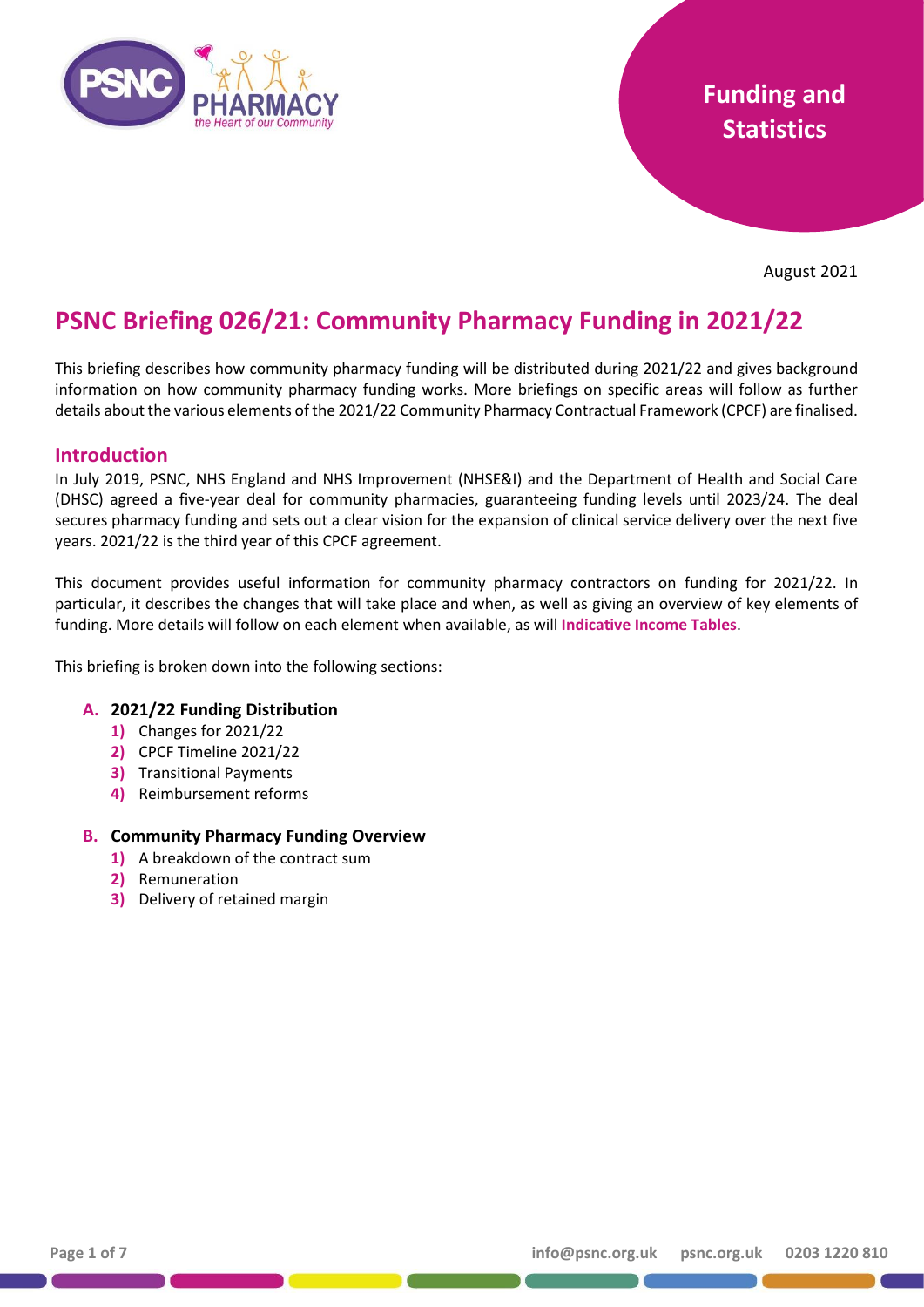Funding and Statistics

August 2021

# PSNC Briefing 026/21: Community Pharmacy Funding in 2021/22

This briefing describes how community pharmacy funding will be distributed during 2021/22 and gives background information on how community pharmacy funding works. More briefings on specific areas will follow as further details about the various elements of the 2021/22 Community Pharmacy Contractual Framework (CPCF) are finalised.

## Introduction

In July 2019, PSNC, NHS England and NHS Improvement (NHSE&I) and the Department of Health and Social Care (DHSC) agreed a five-year deal for community pharmacies, guaranteeing funding levels until 2023/24. The deal secures pharmacy funding and sets out a clear vision for the expansion of clinical service delivery over the next five years. 2021/22 is the third year of this CPCF agreement.

This document provides useful information for community pharmacy contractors on funding for 2021/22. In particular, it describes the changes that will take place and when, as well as giving an overview of key elements of funding. More details will follow on each element when available, as will **Indicative Income Tables**.

This briefing is broken down into the following sections:

**A. 2021/22 Funding Distribution**

1) Changes for 2021/22
2) CPCF Timeline 2021/22
3) Transitional Payments
4) Reimbursement reforms

**B. Community Pharmacy Funding Overview**

1) A breakdown of the contract sum
2) Remuneration
3) Delivery of retained margin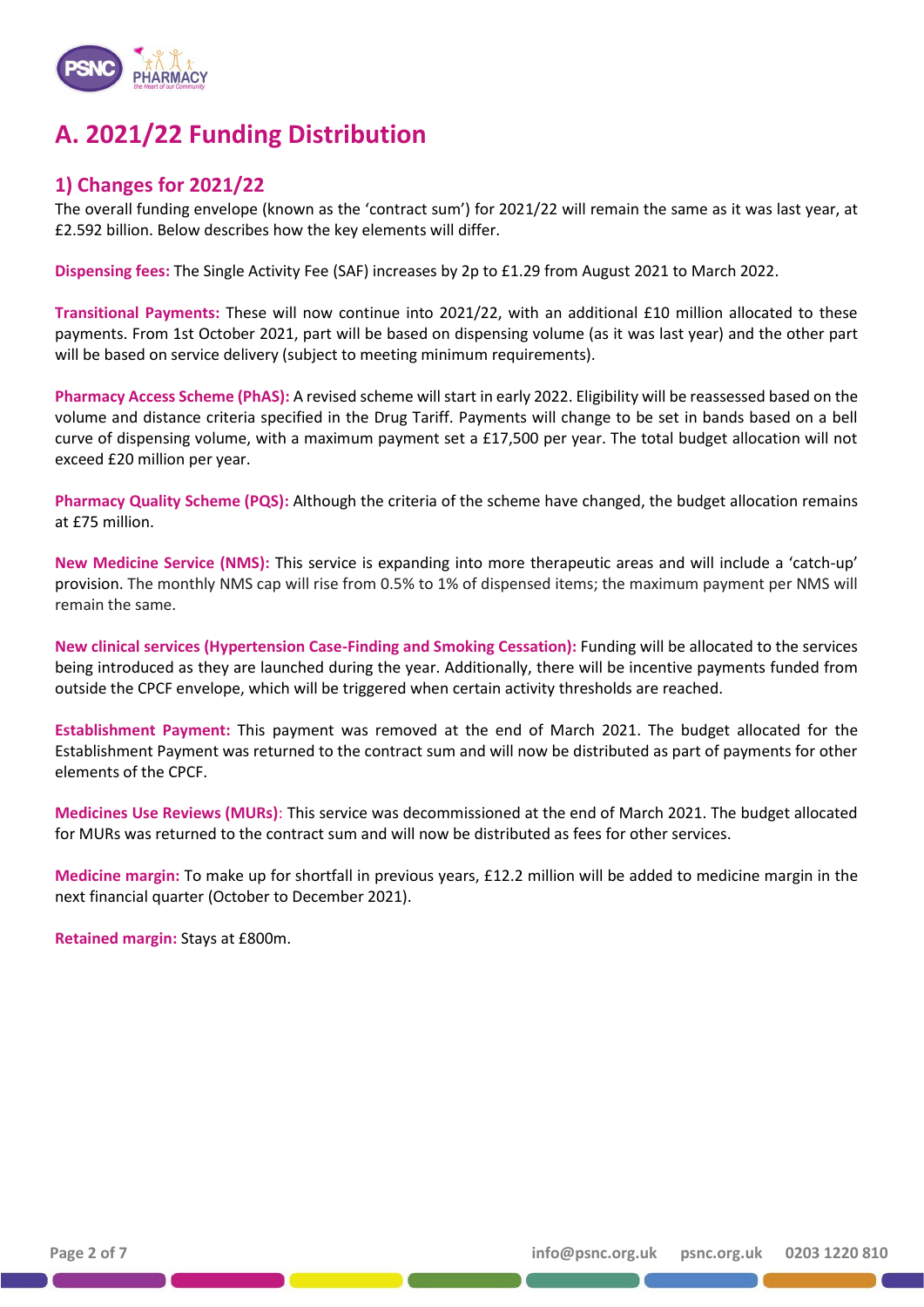# A. 2021/22 Funding Distribution

## 1) Changes for 2021/22

The overall funding envelope (known as the 'contract sum') for 2021/22 will remain the same as it was last year, at £2.592 billion. Below describes how the key elements will differ.

**Dispensing fees:** The Single Activity Fee (SAF) increases by 2p to £1.29 from August 2021 to March 2022.

**Transitional Payments:** These will now continue into 2021/22, with an additional £10 million allocated to these payments. From 1st October 2021, part will be based on dispensing volume (as it was last year) and the other part will be based on service delivery (subject to meeting minimum requirements).

**Pharmacy Access Scheme (PhAS):** A revised scheme will start in early 2022. Eligibility will be reassessed based on the volume and distance criteria specified in the Drug Tariff. Payments will change to be set in bands based on a bell curve of dispensing volume, with a maximum payment set a £17,500 per year. The total budget allocation will not exceed £20 million per year.

**Pharmacy Quality Scheme (PQS):** Although the criteria of the scheme have changed, the budget allocation remains at £75 million.

**New Medicine Service (NMS):** This service is expanding into more therapeutic areas and will include a 'catch-up' provision. The monthly NMS cap will rise from 0.5% to 1% of dispensed items; the maximum payment per NMS will remain the same.

**New clinical services (Hypertension Case-Finding and Smoking Cessation):** Funding will be allocated to the services being introduced as they are launched during the year. Additionally, there will be incentive payments funded from outside the CPCF envelope, which will be triggered when certain activity thresholds are reached.

**Establishment Payment:** This payment was removed at the end of March 2021. The budget allocated for the Establishment Payment was returned to the contract sum and will now be distributed as part of payments for other elements of the CPCF.

**Medicines Use Reviews (MURs)**: This service was decommissioned at the end of March 2021. The budget allocated for MURs was returned to the contract sum and will now be distributed as fees for other services.

**Medicine margin:** To make up for shortfall in previous years, £12.2 million will be added to medicine margin in the next financial quarter (October to December 2021).

**Retained margin:** Stays at £800m.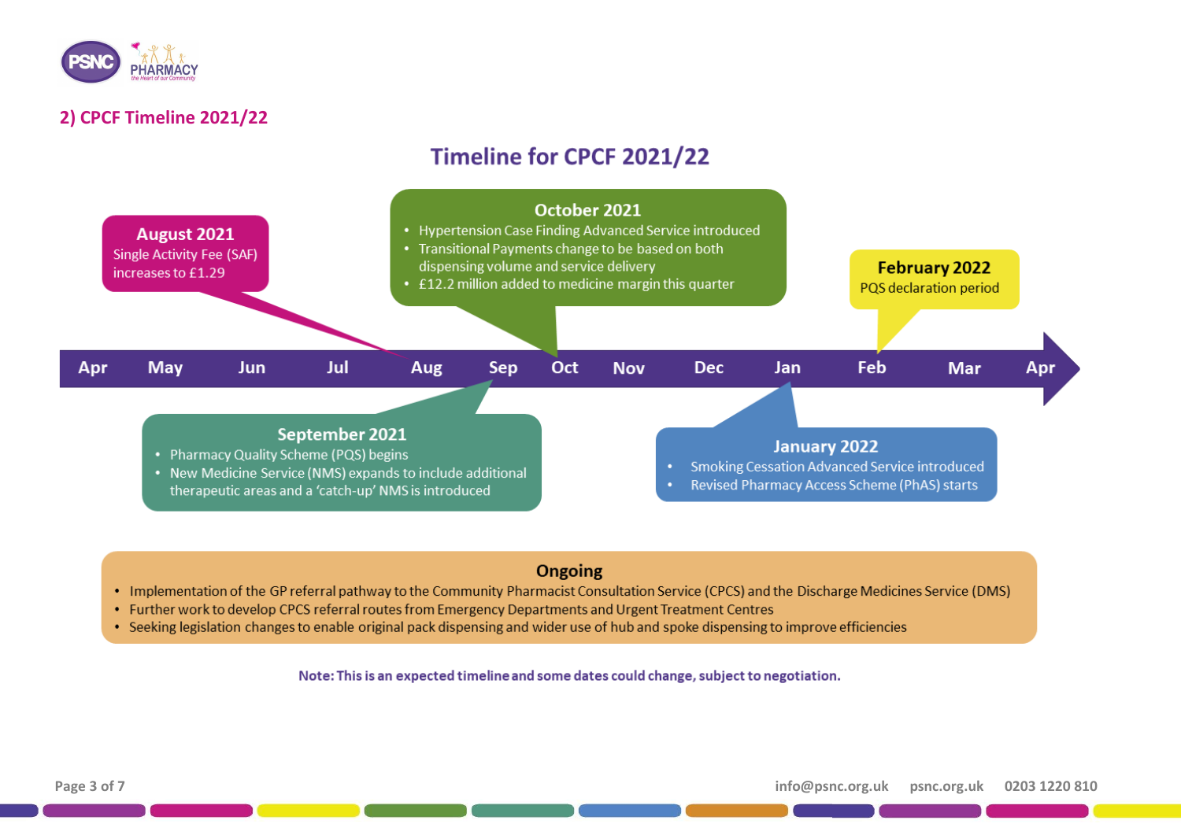## 2) CPCF Timeline 2021/22

### Timeline for CPCF 2021/22

Apr | May | Jun | Jul | Aug | Sep | Oct | Nov | Dec | Jan | Feb | Mar | Apr

**August 2021**
Single Activity Fee (SAF) increases to £1.29

**September 2021**
- Pharmacy Quality Scheme (PQS) begins
- New Medicine Service (NMS) expands to include additional therapeutic areas and a 'catch-up' NMS is introduced

**October 2021**
- Hypertension Case Finding Advanced Service introduced
- Transitional Payments change to be based on both dispensing volume and service delivery
- £12.2 million added to medicine margin this quarter

**January 2022**
- Smoking Cessation Advanced Service introduced
- Revised Pharmacy Access Scheme (PhAS) starts

**February 2022**
PQS declaration period

**Ongoing**
- Implementation of the GP referral pathway to the Community Pharmacist Consultation Service (CPCS) and the Discharge Medicines Service (DMS)
- Further work to develop CPCS referral routes from Emergency Departments and Urgent Treatment Centres
- Seeking legislation changes to enable original pack dispensing and wider use of hub and spoke dispensing to improve efficiencies

**Note: This is an expected timeline and some dates could change, subject to negotiation.**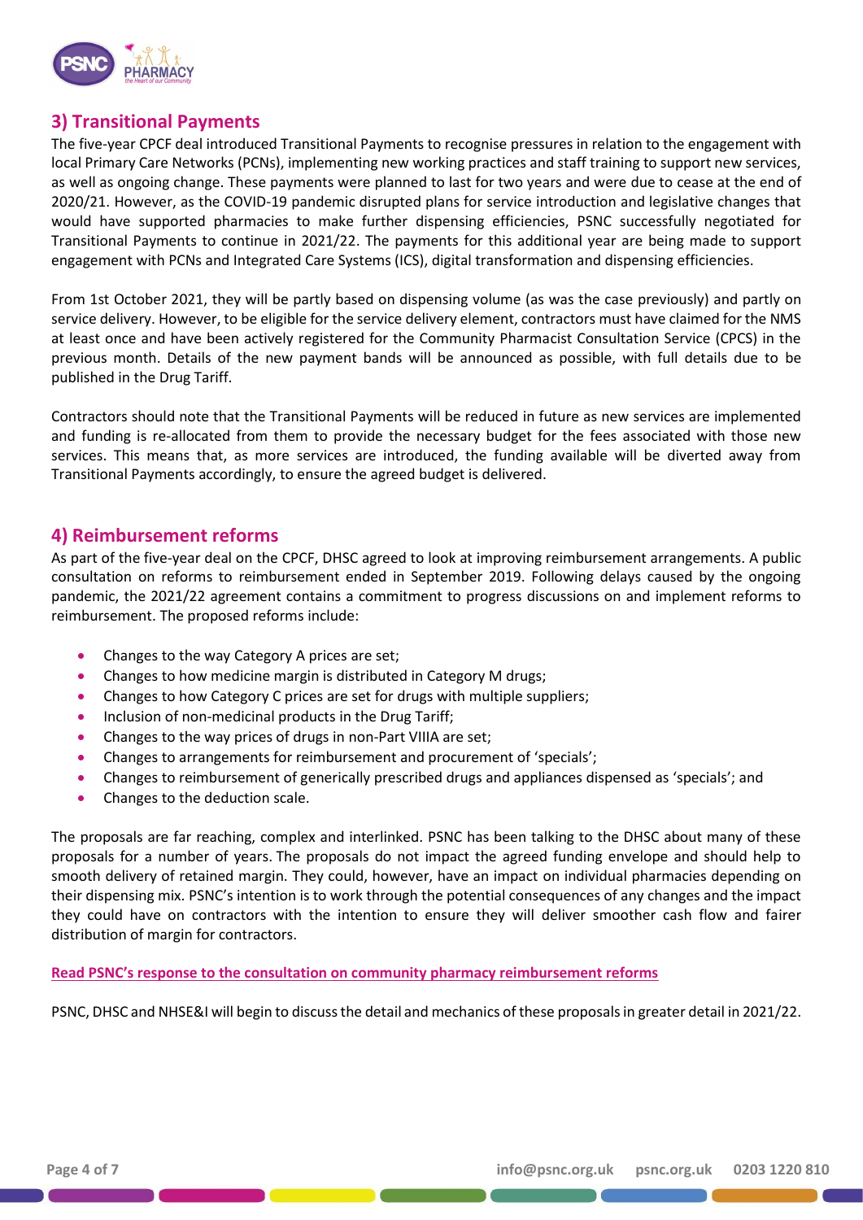## 3) Transitional Payments

The five-year CPCF deal introduced Transitional Payments to recognise pressures in relation to the engagement with local Primary Care Networks (PCNs), implementing new working practices and staff training to support new services, as well as ongoing change. These payments were planned to last for two years and were due to cease at the end of 2020/21. However, as the COVID-19 pandemic disrupted plans for service introduction and legislative changes that would have supported pharmacies to make further dispensing efficiencies, PSNC successfully negotiated for Transitional Payments to continue in 2021/22. The payments for this additional year are being made to support engagement with PCNs and Integrated Care Systems (ICS), digital transformation and dispensing efficiencies.

From 1st October 2021, they will be partly based on dispensing volume (as was the case previously) and partly on service delivery. However, to be eligible for the service delivery element, contractors must have claimed for the NMS at least once and have been actively registered for the Community Pharmacist Consultation Service (CPCS) in the previous month. Details of the new payment bands will be announced as possible, with full details due to be published in the Drug Tariff.

Contractors should note that the Transitional Payments will be reduced in future as new services are implemented and funding is re-allocated from them to provide the necessary budget for the fees associated with those new services. This means that, as more services are introduced, the funding available will be diverted away from Transitional Payments accordingly, to ensure the agreed budget is delivered.

## 4) Reimbursement reforms

As part of the five-year deal on the CPCF, DHSC agreed to look at improving reimbursement arrangements. A public consultation on reforms to reimbursement ended in September 2019. Following delays caused by the ongoing pandemic, the 2021/22 agreement contains a commitment to progress discussions on and implement reforms to reimbursement. The proposed reforms include:

- Changes to the way Category A prices are set;
- Changes to how medicine margin is distributed in Category M drugs;
- Changes to how Category C prices are set for drugs with multiple suppliers;
- Inclusion of non-medicinal products in the Drug Tariff;
- Changes to the way prices of drugs in non-Part VIIIA are set;
- Changes to arrangements for reimbursement and procurement of 'specials';
- Changes to reimbursement of generically prescribed drugs and appliances dispensed as 'specials'; and
- Changes to the deduction scale.

The proposals are far reaching, complex and interlinked. PSNC has been talking to the DHSC about many of these proposals for a number of years. The proposals do not impact the agreed funding envelope and should help to smooth delivery of retained margin. They could, however, have an impact on individual pharmacies depending on their dispensing mix. PSNC's intention is to work through the potential consequences of any changes and the impact they could have on contractors with the intention to ensure they will deliver smoother cash flow and fairer distribution of margin for contractors.

**Read PSNC's response to the consultation on community pharmacy reimbursement reforms**

PSNC, DHSC and NHSE&I will begin to discuss the detail and mechanics of these proposals in greater detail in 2021/22.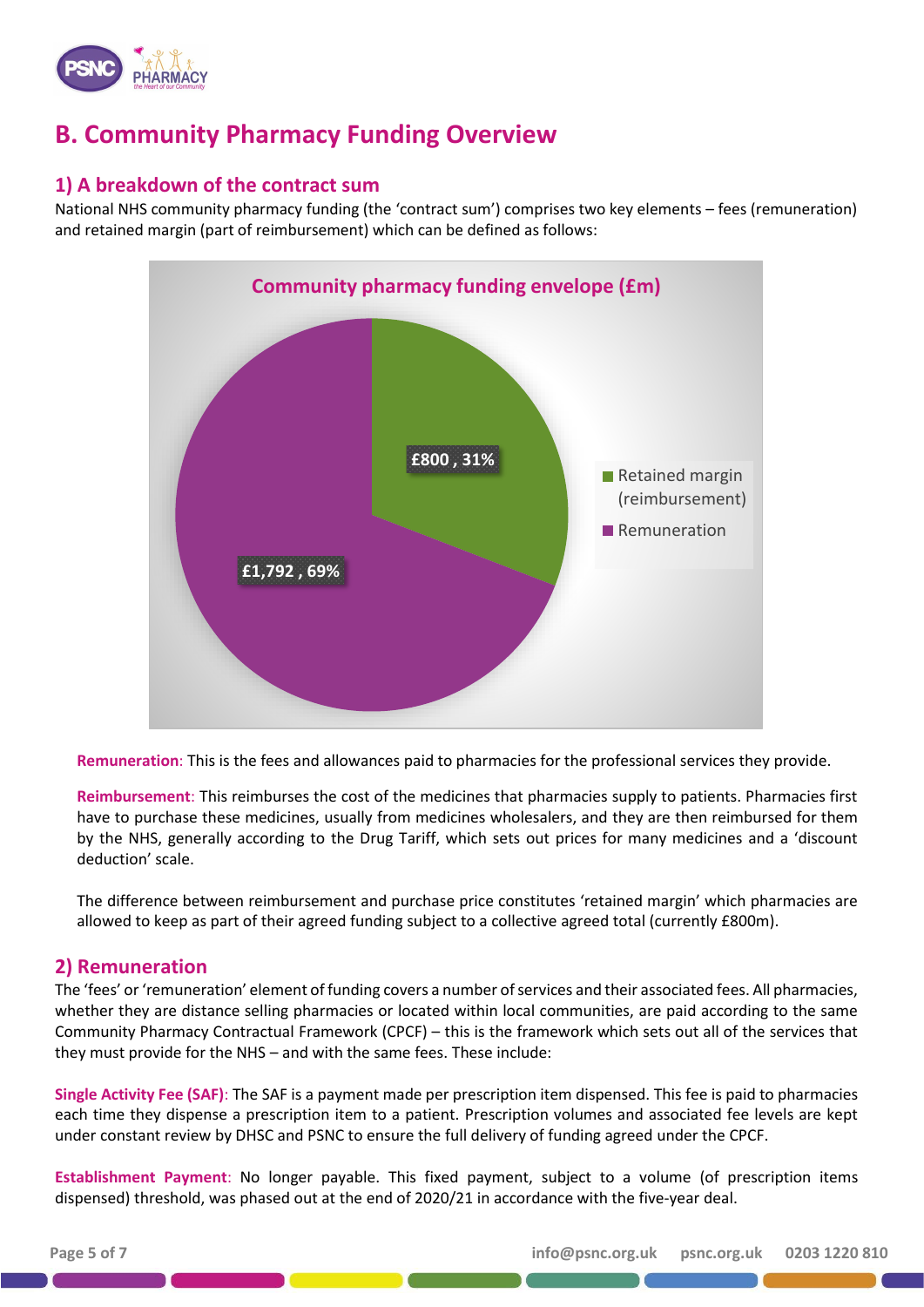# B. Community Pharmacy Funding Overview

## 1) A breakdown of the contract sum

National NHS community pharmacy funding (the 'contract sum') comprises two key elements – fees (remuneration) and retained margin (part of reimbursement) which can be defined as follows:

**Community pharmacy funding envelope (£m)**

| Element | £m | % |
| --- | --- | --- |
| Retained margin (reimbursement) | £800 | 31% |
| Remuneration | £1,792 | 69% |

**Remuneration**: This is the fees and allowances paid to pharmacies for the professional services they provide.

**Reimbursement**: This reimburses the cost of the medicines that pharmacies supply to patients. Pharmacies first have to purchase these medicines, usually from medicines wholesalers, and they are then reimbursed for them by the NHS, generally according to the Drug Tariff, which sets out prices for many medicines and a 'discount deduction' scale.

The difference between reimbursement and purchase price constitutes 'retained margin' which pharmacies are allowed to keep as part of their agreed funding subject to a collective agreed total (currently £800m).

## 2) Remuneration

The 'fees' or 'remuneration' element of funding covers a number of services and their associated fees. All pharmacies, whether they are distance selling pharmacies or located within local communities, are paid according to the same Community Pharmacy Contractual Framework (CPCF) – this is the framework which sets out all of the services that they must provide for the NHS – and with the same fees. These include:

**Single Activity Fee (SAF)**: The SAF is a payment made per prescription item dispensed. This fee is paid to pharmacies each time they dispense a prescription item to a patient. Prescription volumes and associated fee levels are kept under constant review by DHSC and PSNC to ensure the full delivery of funding agreed under the CPCF.

**Establishment Payment**: No longer payable. This fixed payment, subject to a volume (of prescription items dispensed) threshold, was phased out at the end of 2020/21 in accordance with the five-year deal.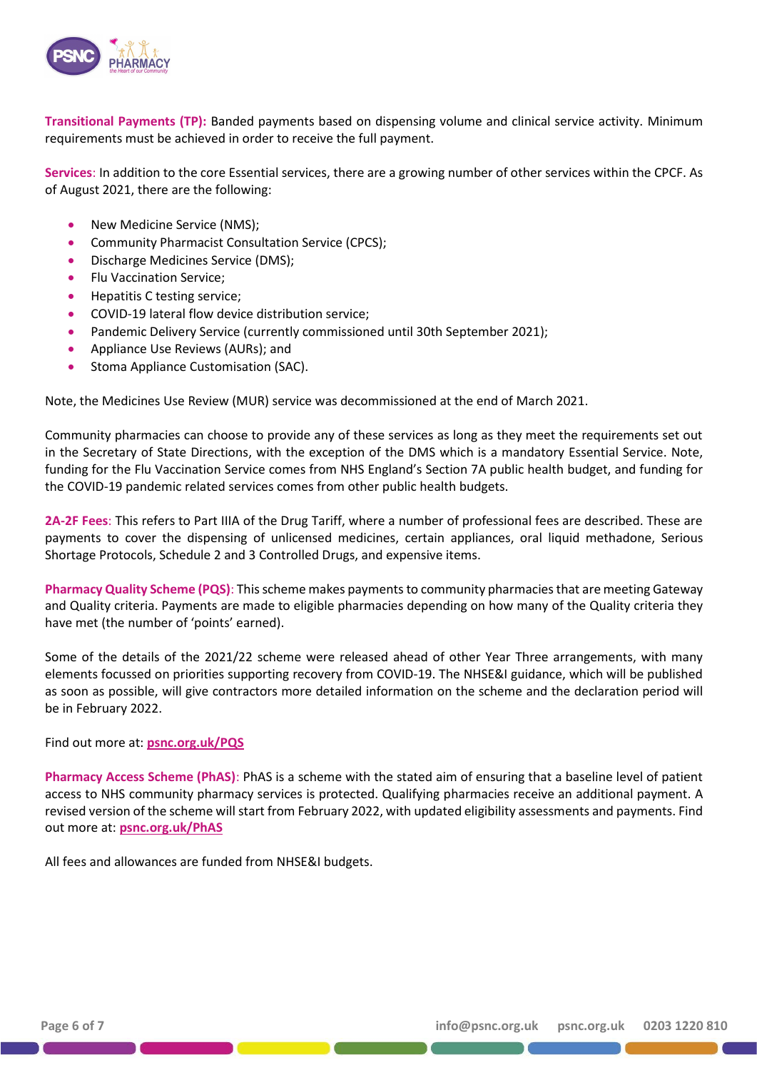**Transitional Payments (TP):** Banded payments based on dispensing volume and clinical service activity. Minimum requirements must be achieved in order to receive the full payment.

**Services**: In addition to the core Essential services, there are a growing number of other services within the CPCF. As of August 2021, there are the following:

- New Medicine Service (NMS);
- Community Pharmacist Consultation Service (CPCS);
- Discharge Medicines Service (DMS);
- Flu Vaccination Service;
- Hepatitis C testing service;
- COVID-19 lateral flow device distribution service;
- Pandemic Delivery Service (currently commissioned until 30th September 2021);
- Appliance Use Reviews (AURs); and
- Stoma Appliance Customisation (SAC).

Note, the Medicines Use Review (MUR) service was decommissioned at the end of March 2021.

Community pharmacies can choose to provide any of these services as long as they meet the requirements set out in the Secretary of State Directions, with the exception of the DMS which is a mandatory Essential Service. Note, funding for the Flu Vaccination Service comes from NHS England's Section 7A public health budget, and funding for the COVID-19 pandemic related services comes from other public health budgets.

**2A-2F Fees**: This refers to Part IIIA of the Drug Tariff, where a number of professional fees are described. These are payments to cover the dispensing of unlicensed medicines, certain appliances, oral liquid methadone, Serious Shortage Protocols, Schedule 2 and 3 Controlled Drugs, and expensive items.

**Pharmacy Quality Scheme (PQS)**: This scheme makes payments to community pharmacies that are meeting Gateway and Quality criteria. Payments are made to eligible pharmacies depending on how many of the Quality criteria they have met (the number of 'points' earned).

Some of the details of the 2021/22 scheme were released ahead of other Year Three arrangements, with many elements focussed on priorities supporting recovery from COVID-19. The NHSE&I guidance, which will be published as soon as possible, will give contractors more detailed information on the scheme and the declaration period will be in February 2022.

Find out more at: **psnc.org.uk/PQS**

**Pharmacy Access Scheme (PhAS)**: PhAS is a scheme with the stated aim of ensuring that a baseline level of patient access to NHS community pharmacy services is protected. Qualifying pharmacies receive an additional payment. A revised version of the scheme will start from February 2022, with updated eligibility assessments and payments. Find out more at: **psnc.org.uk/PhAS**

All fees and allowances are funded from NHSE&I budgets.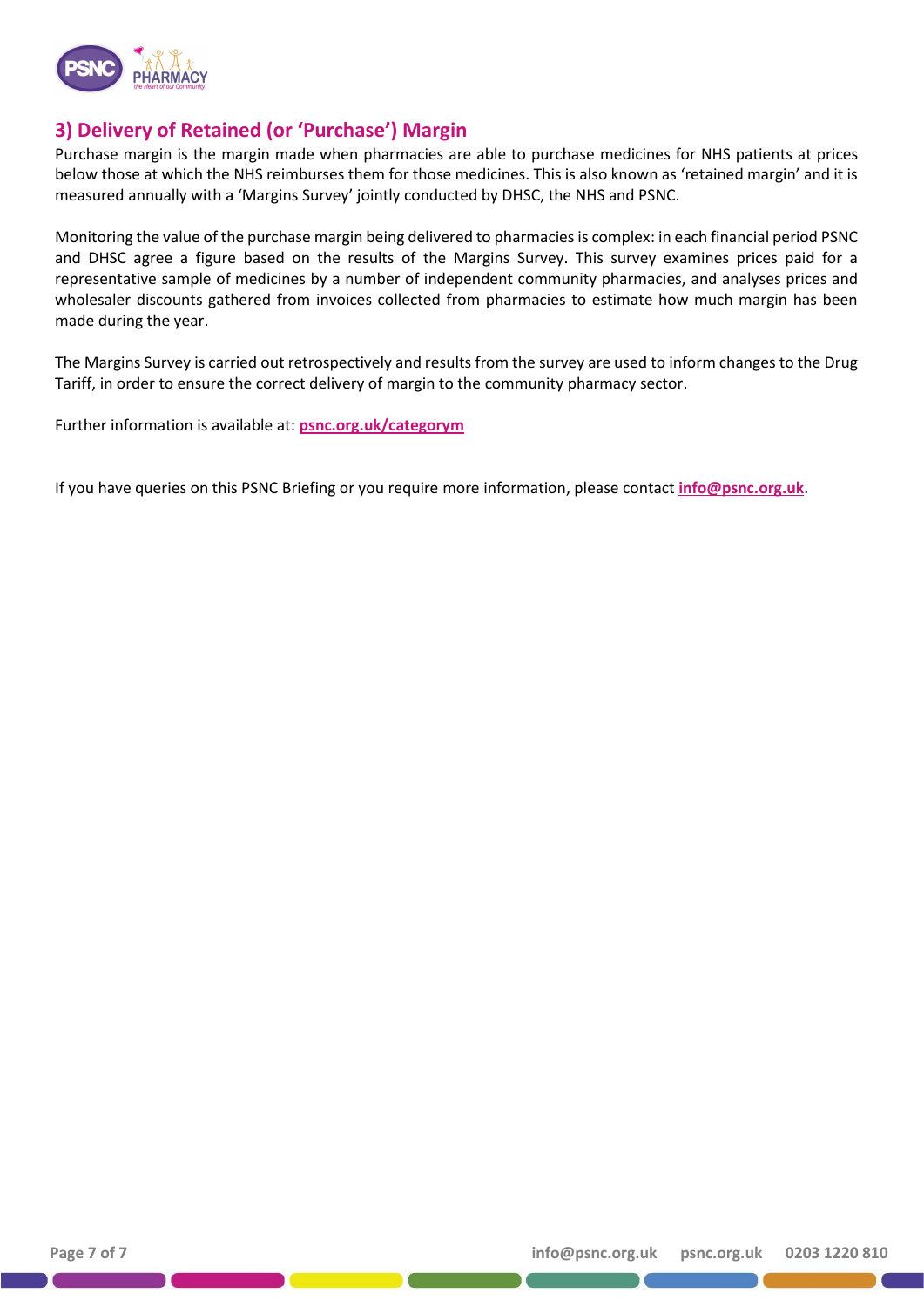## 3) Delivery of Retained (or 'Purchase') Margin

Purchase margin is the margin made when pharmacies are able to purchase medicines for NHS patients at prices below those at which the NHS reimburses them for those medicines. This is also known as 'retained margin' and it is measured annually with a 'Margins Survey' jointly conducted by DHSC, the NHS and PSNC.

Monitoring the value of the purchase margin being delivered to pharmacies is complex: in each financial period PSNC and DHSC agree a figure based on the results of the Margins Survey. This survey examines prices paid for a representative sample of medicines by a number of independent community pharmacies, and analyses prices and wholesaler discounts gathered from invoices collected from pharmacies to estimate how much margin has been made during the year.

The Margins Survey is carried out retrospectively and results from the survey are used to inform changes to the Drug Tariff, in order to ensure the correct delivery of margin to the community pharmacy sector.

Further information is available at: **psnc.org.uk/categorym**

If you have queries on this PSNC Briefing or you require more information, please contact **info@psnc.org.uk**.